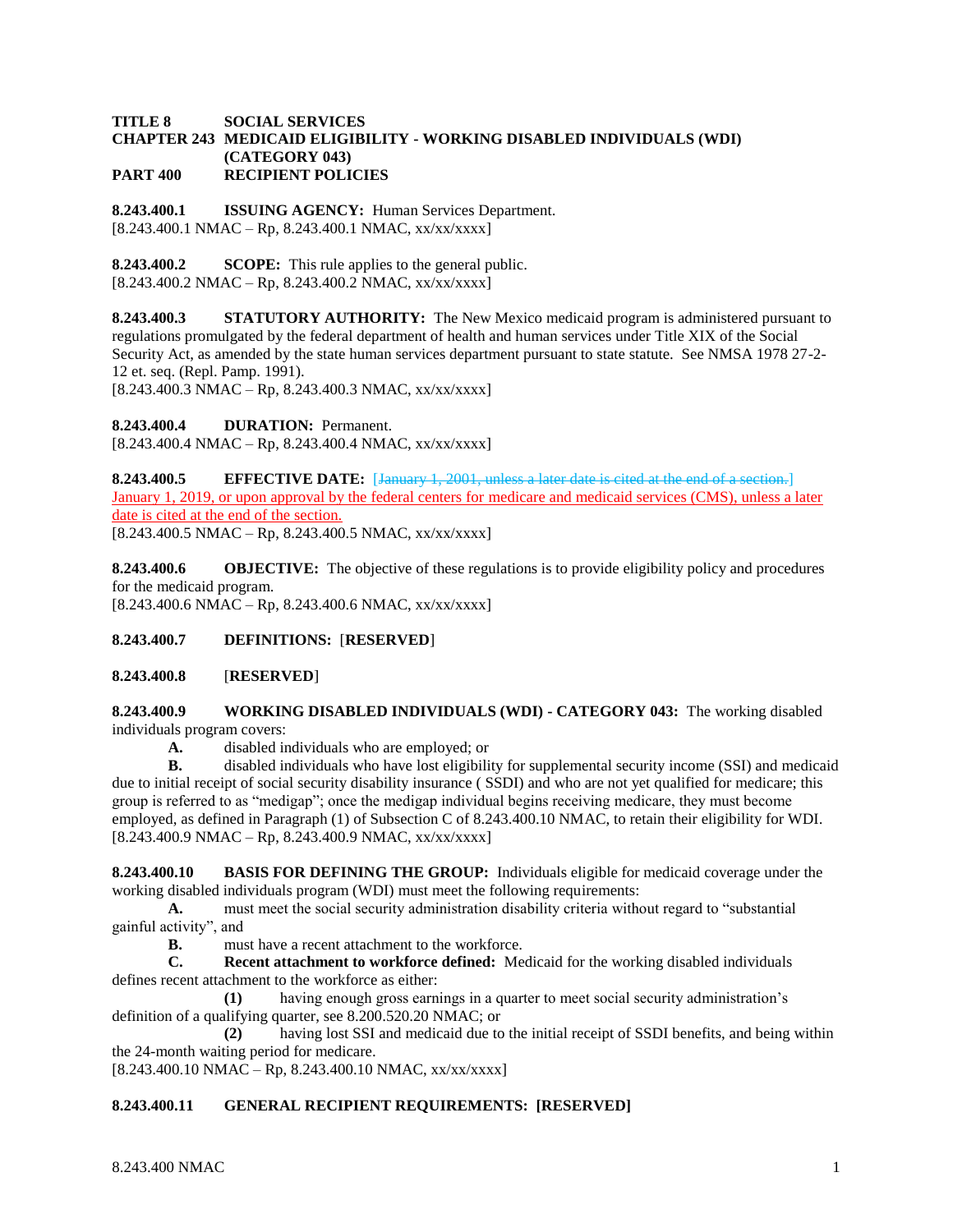**TITLE 8 SOCIAL SERVICES**
**CHAPTER 243 MEDICAID ELIGIBILITY - WORKING DISABLED INDIVIDUALS (WDI) (CATEGORY 043)**
**PART 400 RECIPIENT POLICIES**

**8.243.400.1 ISSUING AGENCY:** Human Services Department.
[8.243.400.1 NMAC – Rp, 8.243.400.1 NMAC, xx/xx/xxxx]

**8.243.400.2 SCOPE:** This rule applies to the general public.
[8.243.400.2 NMAC – Rp, 8.243.400.2 NMAC, xx/xx/xxxx]

**8.243.400.3 STATUTORY AUTHORITY:** The New Mexico medicaid program is administered pursuant to regulations promulgated by the federal department of health and human services under Title XIX of the Social Security Act, as amended by the state human services department pursuant to state statute. See NMSA 1978 27-2-12 et. seq. (Repl. Pamp. 1991).
[8.243.400.3 NMAC – Rp, 8.243.400.3 NMAC, xx/xx/xxxx]

**8.243.400.4 DURATION:** Permanent.
[8.243.400.4 NMAC – Rp, 8.243.400.4 NMAC, xx/xx/xxxx]

**8.243.400.5 EFFECTIVE DATE:** [~~January 1, 2001, unless a later date is cited at the end of a section.~~] January 1, 2019, or upon approval by the federal centers for medicare and medicaid services (CMS), unless a later date is cited at the end of the section.
[8.243.400.5 NMAC – Rp, 8.243.400.5 NMAC, xx/xx/xxxx]

**8.243.400.6 OBJECTIVE:** The objective of these regulations is to provide eligibility policy and procedures for the medicaid program.
[8.243.400.6 NMAC – Rp, 8.243.400.6 NMAC, xx/xx/xxxx]

**8.243.400.7 DEFINITIONS:** [**RESERVED**]

**8.243.400.8** [**RESERVED**]

**8.243.400.9 WORKING DISABLED INDIVIDUALS (WDI) - CATEGORY 043:** The working disabled individuals program covers:

**A.** disabled individuals who are employed; or

**B.** disabled individuals who have lost eligibility for supplemental security income (SSI) and medicaid due to initial receipt of social security disability insurance ( SSDI) and who are not yet qualified for medicare; this group is referred to as "medigap"; once the medigap individual begins receiving medicare, they must become employed, as defined in Paragraph (1) of Subsection C of 8.243.400.10 NMAC, to retain their eligibility for WDI.
[8.243.400.9 NMAC – Rp, 8.243.400.9 NMAC, xx/xx/xxxx]

**8.243.400.10 BASIS FOR DEFINING THE GROUP:** Individuals eligible for medicaid coverage under the working disabled individuals program (WDI) must meet the following requirements:

**A.** must meet the social security administration disability criteria without regard to "substantial gainful activity", and

**B.** must have a recent attachment to the workforce.

**C. Recent attachment to workforce defined:** Medicaid for the working disabled individuals defines recent attachment to the workforce as either:

**(1)** having enough gross earnings in a quarter to meet social security administration's definition of a qualifying quarter, see 8.200.520.20 NMAC; or

**(2)** having lost SSI and medicaid due to the initial receipt of SSDI benefits, and being within the 24-month waiting period for medicare.
[8.243.400.10 NMAC – Rp, 8.243.400.10 NMAC, xx/xx/xxxx]

**8.243.400.11 GENERAL RECIPIENT REQUIREMENTS: [RESERVED]**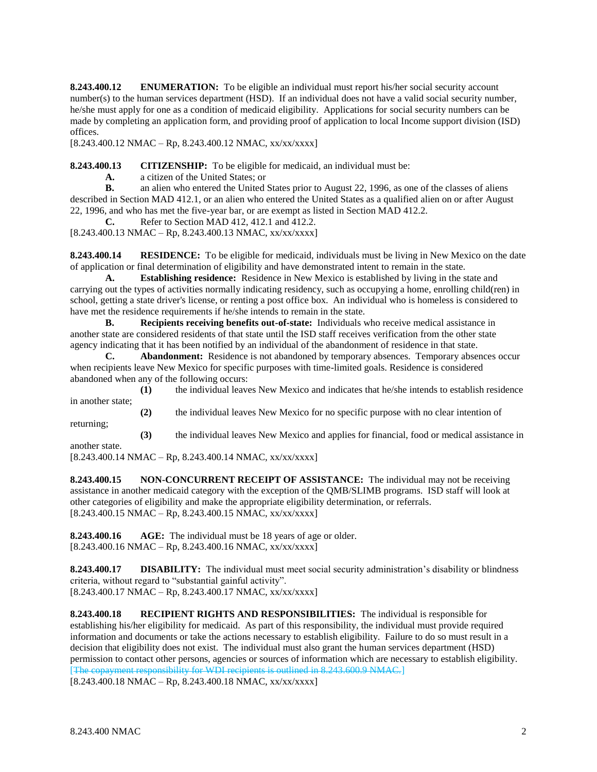**8.243.400.12 ENUMERATION:** To be eligible an individual must report his/her social security account number(s) to the human services department (HSD). If an individual does not have a valid social security number, he/she must apply for one as a condition of medicaid eligibility. Applications for social security numbers can be made by completing an application form, and providing proof of application to local Income support division (ISD) offices.

[8.243.400.12 NMAC – Rp, 8.243.400.12 NMAC, xx/xx/xxxx]

**8.243.400.13 CITIZENSHIP:** To be eligible for medicaid, an individual must be:

**A.** a citizen of the United States; or

**B.** an alien who entered the United States prior to August 22, 1996, as one of the classes of aliens described in Section MAD 412.1, or an alien who entered the United States as a qualified alien on or after August 22, 1996, and who has met the five-year bar, or are exempt as listed in Section MAD 412.2.

**C.** Refer to Section MAD 412, 412.1 and 412.2.

[8.243.400.13 NMAC – Rp, 8.243.400.13 NMAC, xx/xx/xxxx]

**8.243.400.14 RESIDENCE:** To be eligible for medicaid, individuals must be living in New Mexico on the date of application or final determination of eligibility and have demonstrated intent to remain in the state.

**A. Establishing residence:** Residence in New Mexico is established by living in the state and carrying out the types of activities normally indicating residency, such as occupying a home, enrolling child(ren) in school, getting a state driver's license, or renting a post office box. An individual who is homeless is considered to have met the residence requirements if he/she intends to remain in the state.

**B. Recipients receiving benefits out-of-state:** Individuals who receive medical assistance in another state are considered residents of that state until the ISD staff receives verification from the other state agency indicating that it has been notified by an individual of the abandonment of residence in that state.

**C. Abandonment:** Residence is not abandoned by temporary absences. Temporary absences occur when recipients leave New Mexico for specific purposes with time-limited goals. Residence is considered abandoned when any of the following occurs:

**(1)** the individual leaves New Mexico and indicates that he/she intends to establish residence in another state;

**(2)** the individual leaves New Mexico for no specific purpose with no clear intention of returning;

**(3)** the individual leaves New Mexico and applies for financial, food or medical assistance in another state.

[8.243.400.14 NMAC – Rp, 8.243.400.14 NMAC, xx/xx/xxxx]

**8.243.400.15 NON-CONCURRENT RECEIPT OF ASSISTANCE:** The individual may not be receiving assistance in another medicaid category with the exception of the QMB/SLIMB programs. ISD staff will look at other categories of eligibility and make the appropriate eligibility determination, or referrals.

[8.243.400.15 NMAC – Rp, 8.243.400.15 NMAC, xx/xx/xxxx]

**8.243.400.16 AGE:** The individual must be 18 years of age or older.

[8.243.400.16 NMAC – Rp, 8.243.400.16 NMAC, xx/xx/xxxx]

**8.243.400.17 DISABILITY:** The individual must meet social security administration's disability or blindness criteria, without regard to "substantial gainful activity".

[8.243.400.17 NMAC – Rp, 8.243.400.17 NMAC, xx/xx/xxxx]

**8.243.400.18 RECIPIENT RIGHTS AND RESPONSIBILITIES:** The individual is responsible for establishing his/her eligibility for medicaid. As part of this responsibility, the individual must provide required information and documents or take the actions necessary to establish eligibility. Failure to do so must result in a decision that eligibility does not exist. The individual must also grant the human services department (HSD) permission to contact other persons, agencies or sources of information which are necessary to establish eligibility. [~~The copayment responsibility for WDI recipients is outlined in 8.243.600.9 NMAC.~~]

[8.243.400.18 NMAC – Rp, 8.243.400.18 NMAC, xx/xx/xxxx]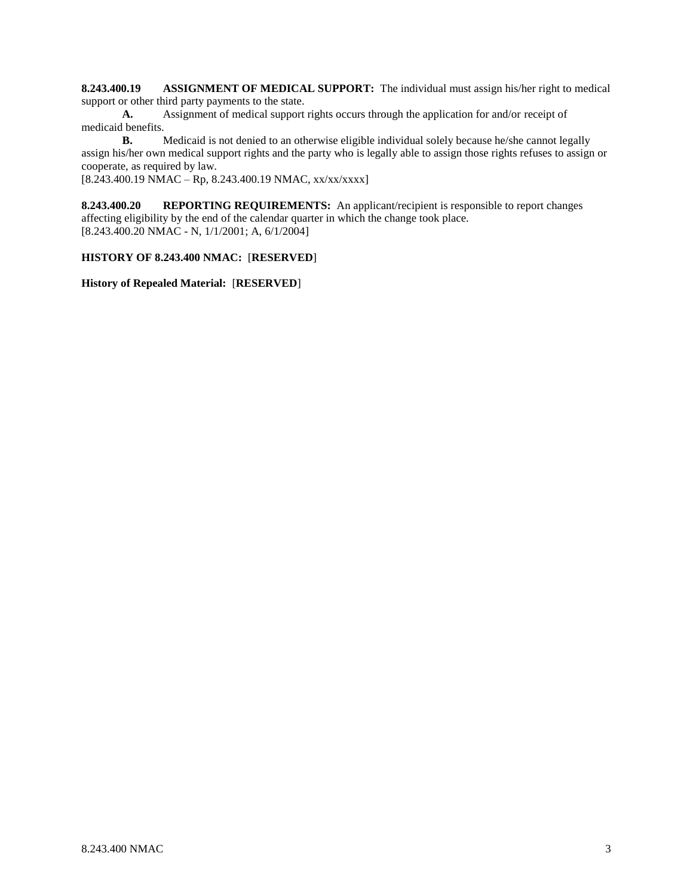**8.243.400.19 ASSIGNMENT OF MEDICAL SUPPORT:** The individual must assign his/her right to medical support or other third party payments to the state.

**A.** Assignment of medical support rights occurs through the application for and/or receipt of medicaid benefits.

**B.** Medicaid is not denied to an otherwise eligible individual solely because he/she cannot legally assign his/her own medical support rights and the party who is legally able to assign those rights refuses to assign or cooperate, as required by law.

[8.243.400.19 NMAC – Rp, 8.243.400.19 NMAC, xx/xx/xxxx]

**8.243.400.20 REPORTING REQUIREMENTS:** An applicant/recipient is responsible to report changes affecting eligibility by the end of the calendar quarter in which the change took place.

[8.243.400.20 NMAC - N, 1/1/2001; A, 6/1/2004]

**HISTORY OF 8.243.400 NMAC:** [**RESERVED**]

**History of Repealed Material:** [**RESERVED**]